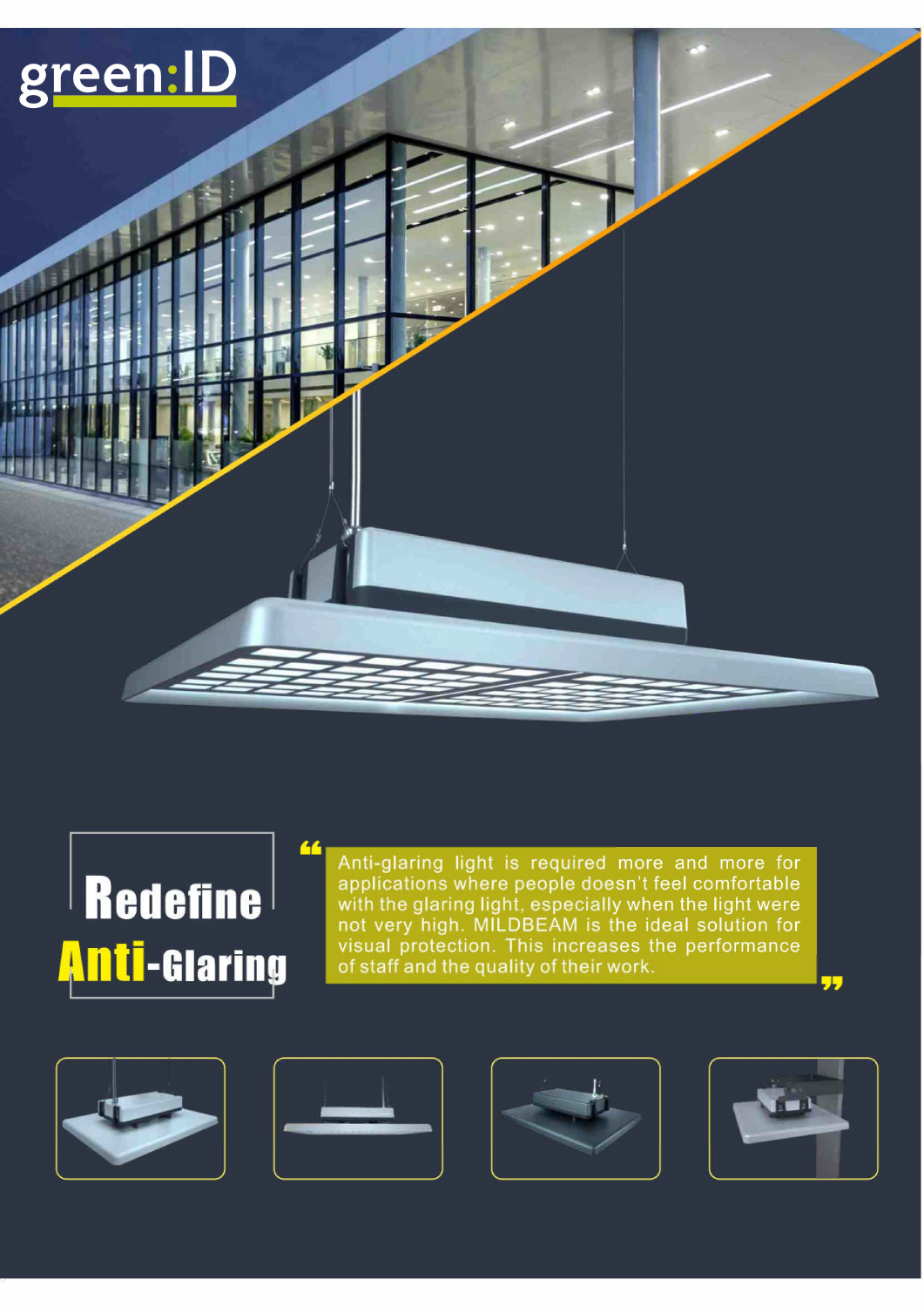green:ID

# Redefine Anti-Glaring

"Anti-glaring light is required more and more for applications where people doesn't feel comfortable with the glaring light, especially when the light were not very high. MILDBEAM is the ideal solution for visual protection. This increases the performance of staff and the quality of their work."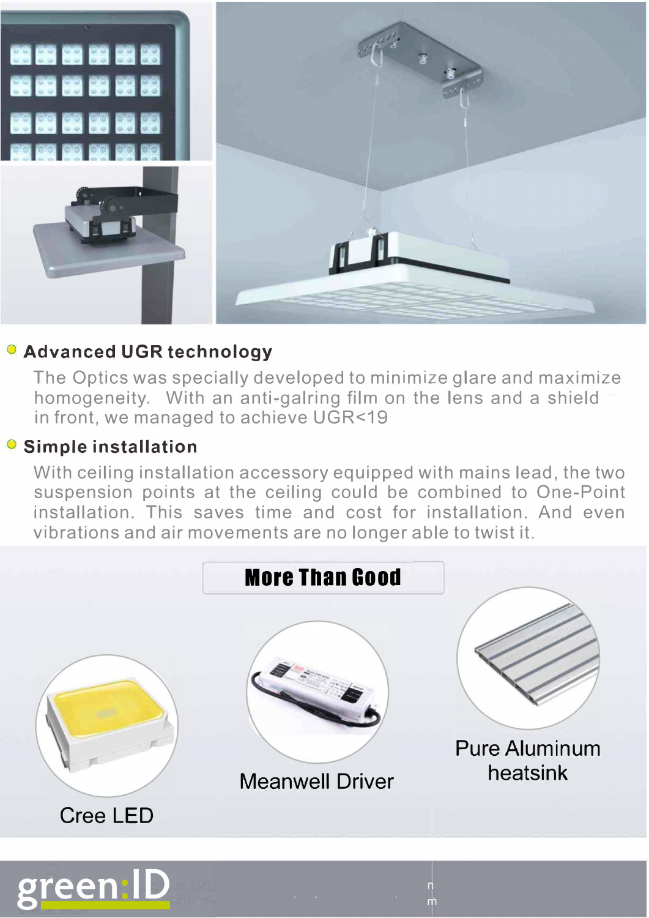## Advanced UGR technology

The Optics was specially developed to minimize glare and maximize homogeneity. With an anti-galring film on the lens and a shield in front, we managed to achieve UGR<19

## Simple installation

With ceiling installation accessory equipped with mains lead, the two suspension points at the ceiling could be combined to One-Point installation. This saves time and cost for installation. And even vibrations and air movements are no longer able to twist it.

## More Than Good

Cree LED

Meanwell Driver

Pure Aluminum heatsink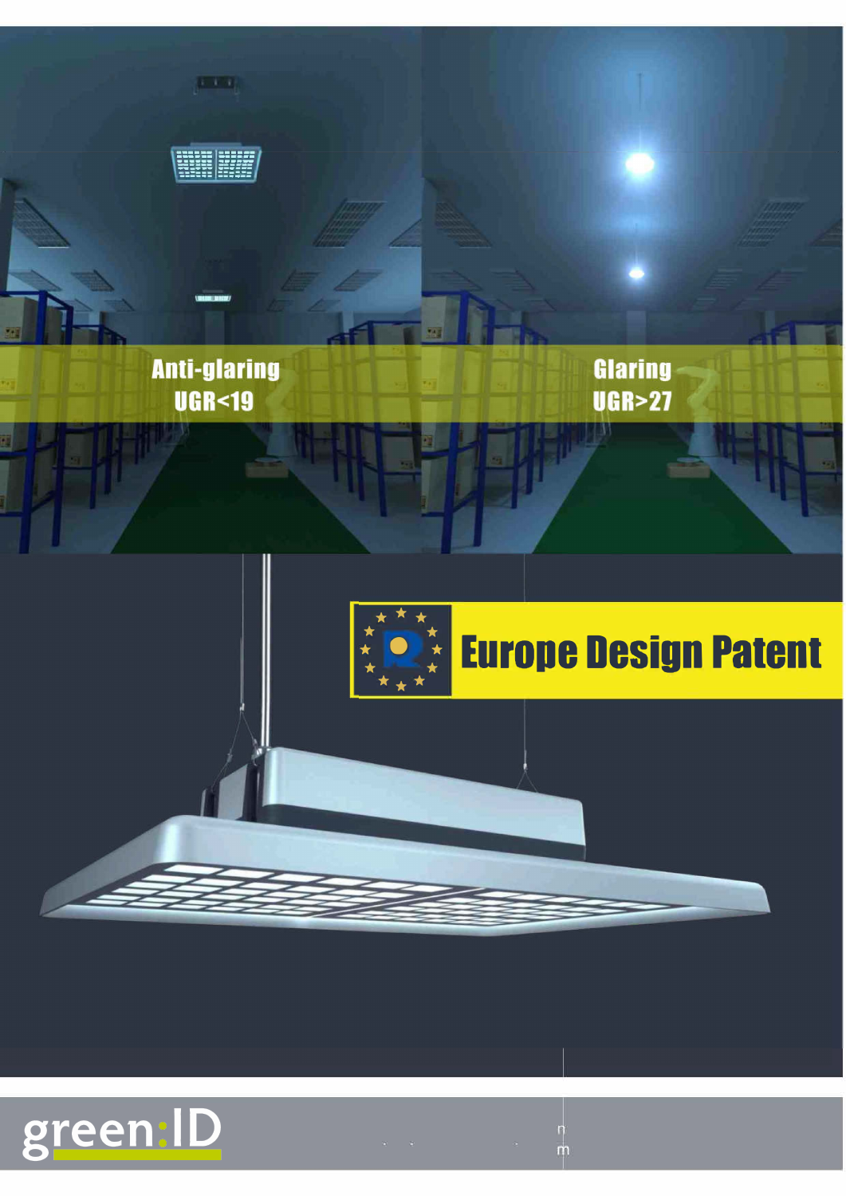Anti-glaring
UGR<19

Glaring
UGR>27

Europe Design Patent

green:ID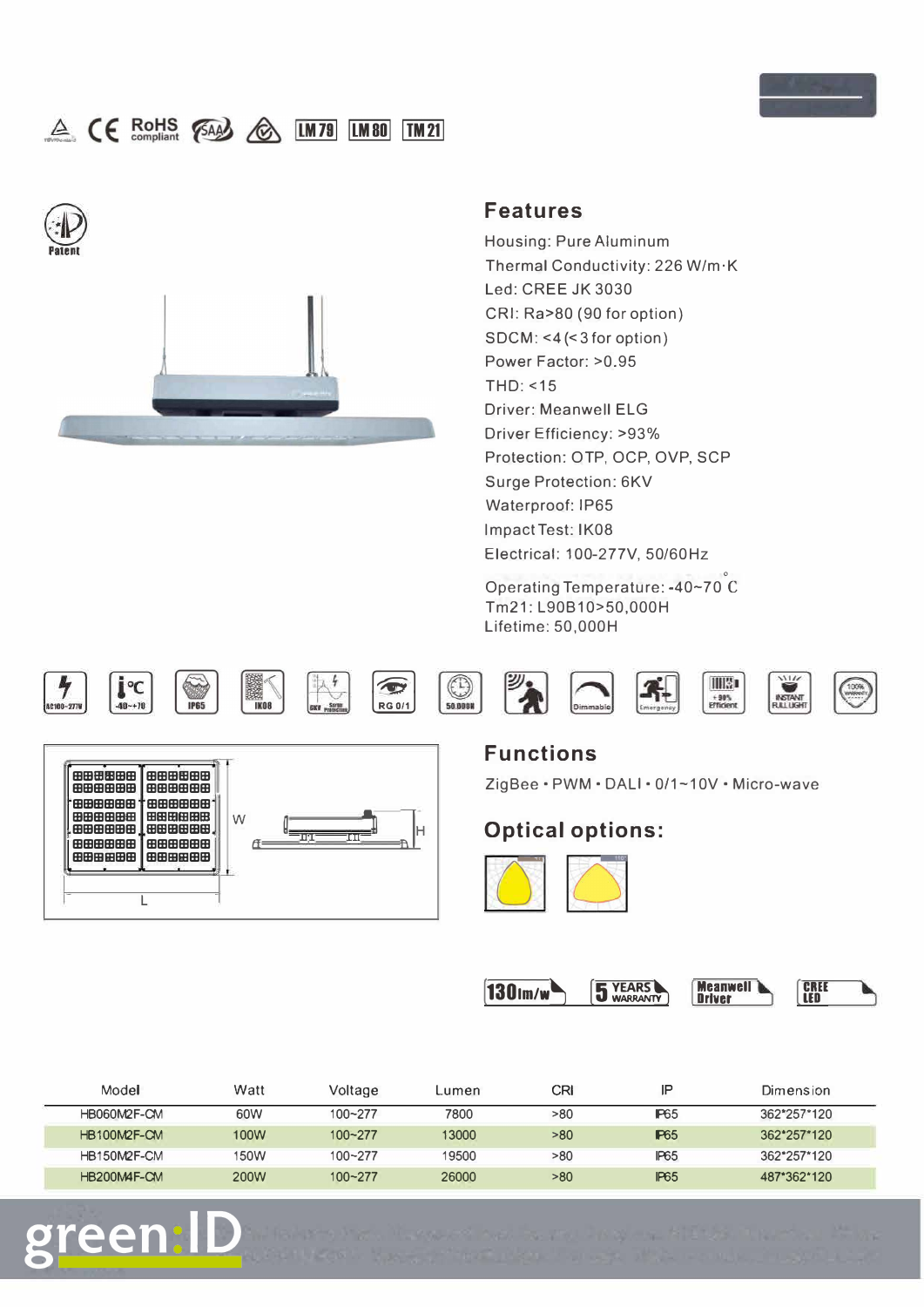## Features

Housing: Pure Aluminum
Thermal Conductivity: 226 W/m·K
Led: CREE JK 3030
CRI: Ra>80 (90 for option)
SDCM: <4 (<3 for option)
Power Factor: >0.95
THD: <15
Driver: Meanwell ELG
Driver Efficiency: >93%
Protection: OTP, OCP, OVP, SCP
Surge Protection: 6KV
Waterproof: IP65
Impact Test: IK08
Electrical: 100-277V, 50/60Hz
Operating Temperature: -40~70 °C
Tm21: L90B10>50,000H
Lifetime: 50,000H

## Functions

ZigBee • PWM • DALI • 0/1~10V • Micro-wave

## Optical options:

130lm/w · 5 YEARS WARRANTY · Meanwell Driver · CREE LED

| Model | Watt | Voltage | Lumen | CRI | IP | Dimension |
|---|---|---|---|---|---|---|
| HB060M2F-CM | 60W | 100~277 | 7800 | >80 | IP65 | 362*257*120 |
| HB100M2F-CM | 100W | 100~277 | 13000 | >80 | IP65 | 362*257*120 |
| HB150M2F-CM | 150W | 100~277 | 19500 | >80 | IP65 | 362*257*120 |
| HB200M4F-CM | 200W | 100~277 | 26000 | >80 | IP65 | 487*362*120 |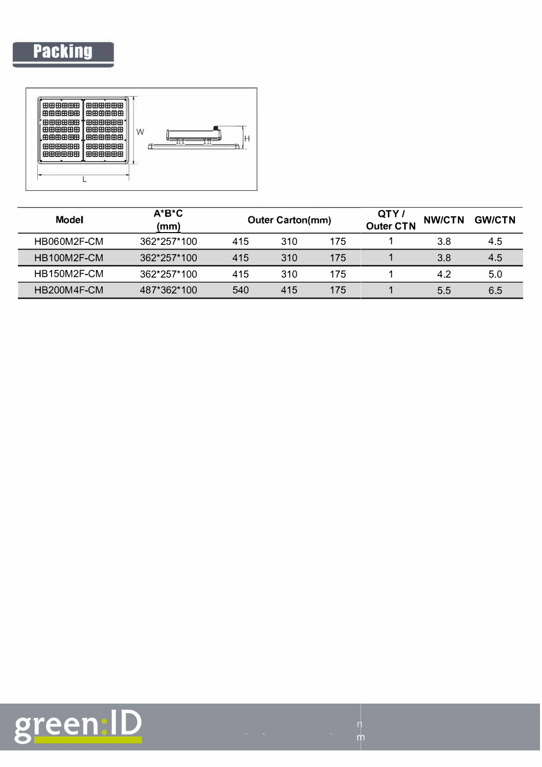## Packing

W

H

L

| Model | A*B*C (mm) | Outer Carton(mm) | | | QTY / Outer CTN | NW/CTN | GW/CTN |
|---|---|---|---|---|---|---|---|
| HB060M2F-CM | 362*257*100 | 415 | 310 | 175 | 1 | 3.8 | 4.5 |
| HB100M2F-CM | 362*257*100 | 415 | 310 | 175 | 1 | 3.8 | 4.5 |
| HB150M2F-CM | 362*257*100 | 415 | 310 | 175 | 1 | 4.2 | 5.0 |
| HB200M4F-CM | 487*362*100 | 540 | 415 | 175 | 1 | 5.5 | 6.5 |